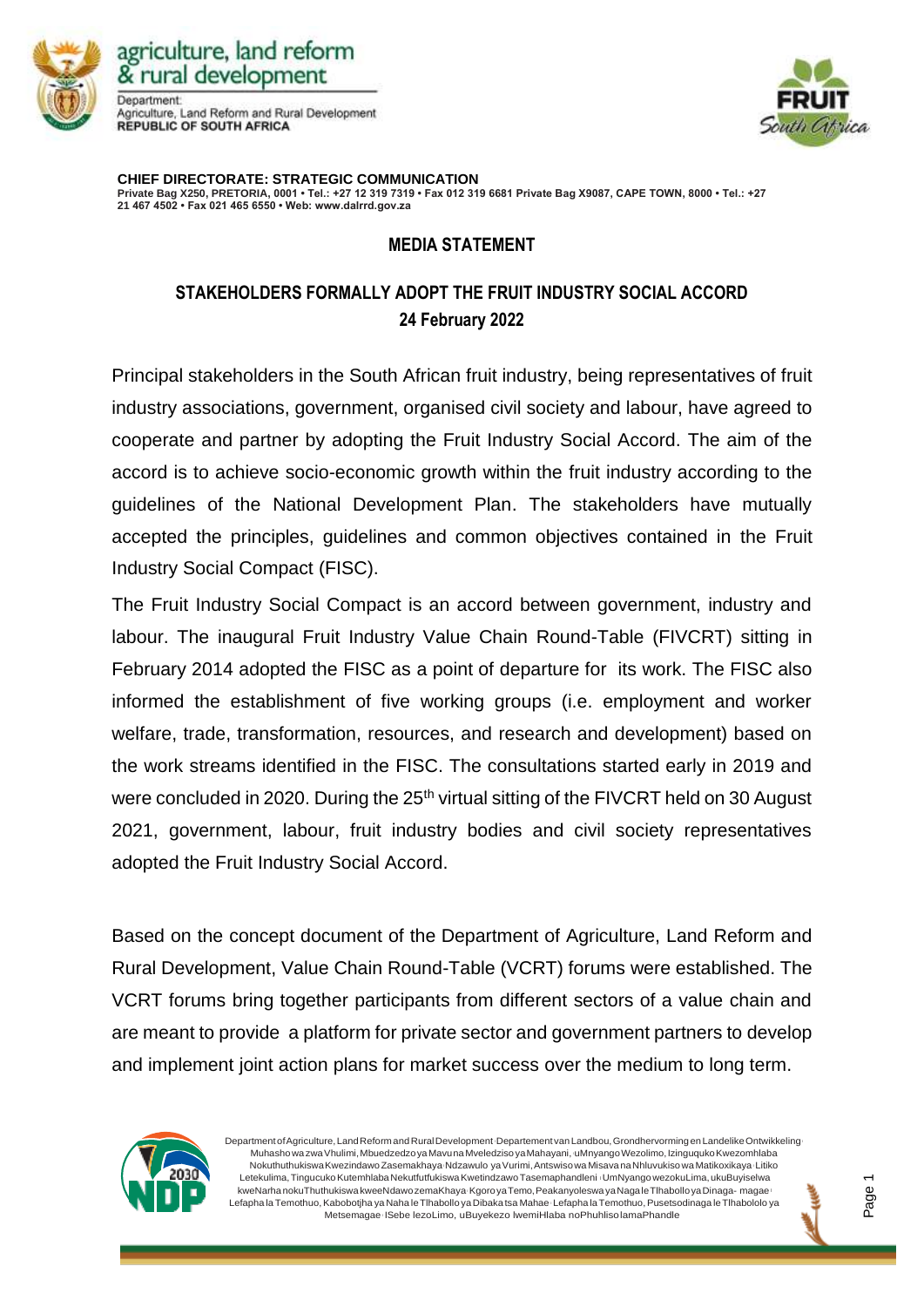agriculture, land reform & rural development

Department:
Agriculture, Land Reform and Rural Development
**REPUBLIC OF SOUTH AFRICA**

**CHIEF DIRECTORATE: STRATEGIC COMMUNICATION**
**Private Bag X250, PRETORIA, 0001 • Tel.: +27 12 319 7319 • Fax 012 319 6681 Private Bag X9087, CAPE TOWN, 8000 • Tel.: +27 21 467 4502 • Fax 021 465 6550 • Web: www.dalrrd.gov.za**

## MEDIA STATEMENT

## STAKEHOLDERS FORMALLY ADOPT THE FRUIT INDUSTRY SOCIAL ACCORD
**24 February 2022**

Principal stakeholders in the South African fruit industry, being representatives of fruit industry associations, government, organised civil society and labour, have agreed to cooperate and partner by adopting the Fruit Industry Social Accord. The aim of the accord is to achieve socio-economic growth within the fruit industry according to the guidelines of the National Development Plan. The stakeholders have mutually accepted the principles, guidelines and common objectives contained in the Fruit Industry Social Compact (FISC).

The Fruit Industry Social Compact is an accord between government, industry and labour. The inaugural Fruit Industry Value Chain Round-Table (FIVCRT) sitting in February 2014 adopted the FISC as a point of departure for its work. The FISC also informed the establishment of five working groups (i.e. employment and worker welfare, trade, transformation, resources, and research and development) based on the work streams identified in the FISC. The consultations started early in 2019 and were concluded in 2020. During the 25th virtual sitting of the FIVCRT held on 30 August 2021, government, labour, fruit industry bodies and civil society representatives adopted the Fruit Industry Social Accord.

Based on the concept document of the Department of Agriculture, Land Reform and Rural Development, Value Chain Round-Table (VCRT) forums were established. The VCRT forums bring together participants from different sectors of a value chain and are meant to provide a platform for private sector and government partners to develop and implement joint action plans for market success over the medium to long term.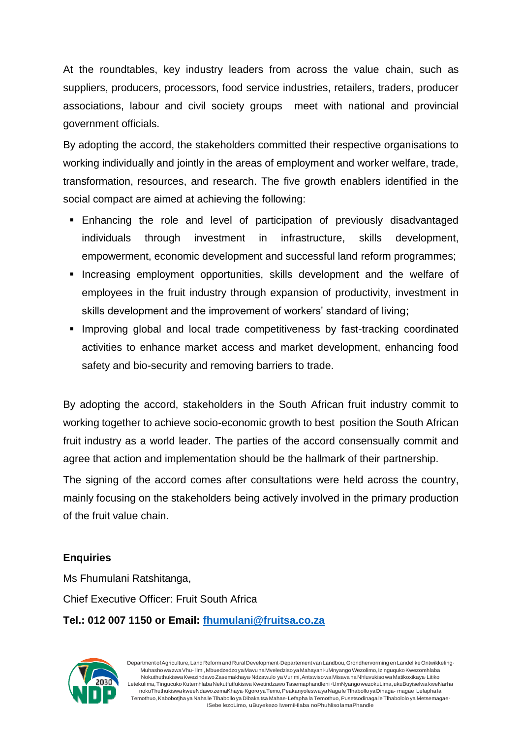At the roundtables, key industry leaders from across the value chain, such as suppliers, producers, processors, food service industries, retailers, traders, producer associations, labour and civil society groups meet with national and provincial government officials.

By adopting the accord, the stakeholders committed their respective organisations to working individually and jointly in the areas of employment and worker welfare, trade, transformation, resources, and research. The five growth enablers identified in the social compact are aimed at achieving the following:

- Enhancing the role and level of participation of previously disadvantaged individuals through investment in infrastructure, skills development, empowerment, economic development and successful land reform programmes;
- Increasing employment opportunities, skills development and the welfare of employees in the fruit industry through expansion of productivity, investment in skills development and the improvement of workers' standard of living;
- Improving global and local trade competitiveness by fast-tracking coordinated activities to enhance market access and market development, enhancing food safety and bio-security and removing barriers to trade.

By adopting the accord, stakeholders in the South African fruit industry commit to working together to achieve socio-economic growth to best position the South African fruit industry as a world leader. The parties of the accord consensually commit and agree that action and implementation should be the hallmark of their partnership.

The signing of the accord comes after consultations were held across the country, mainly focusing on the stakeholders being actively involved in the primary production of the fruit value chain.

**Enquiries**

Ms Fhumulani Ratshitanga,

Chief Executive Officer: Fruit South Africa

**Tel.: 012 007 1150 or Email: [fhumulani@fruitsa.co.za](mailto:fhumulani@fruitsa.co.za)**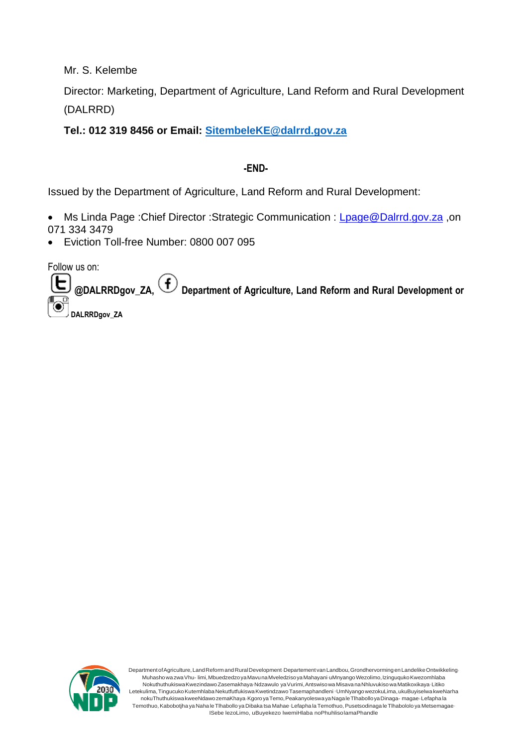Mr. S. Kelembe

Director: Marketing, Department of Agriculture, Land Reform and Rural Development (DALRRD)

**Tel.: 012 319 8456 or Email: SitembeleKE@dalrrd.gov.za**

**-END-**

Issued by the Department of Agriculture, Land Reform and Rural Development:

- Ms Linda Page :Chief Director :Strategic Communication : Lpage@Dalrrd.gov.za ,on 071 334 3479
- Eviction Toll-free Number: 0800 007 095

Follow us on:

**@DALRRDgov_ZA,** **Department of Agriculture, Land Reform and Rural Development or** **DALRRDgov_ZA**